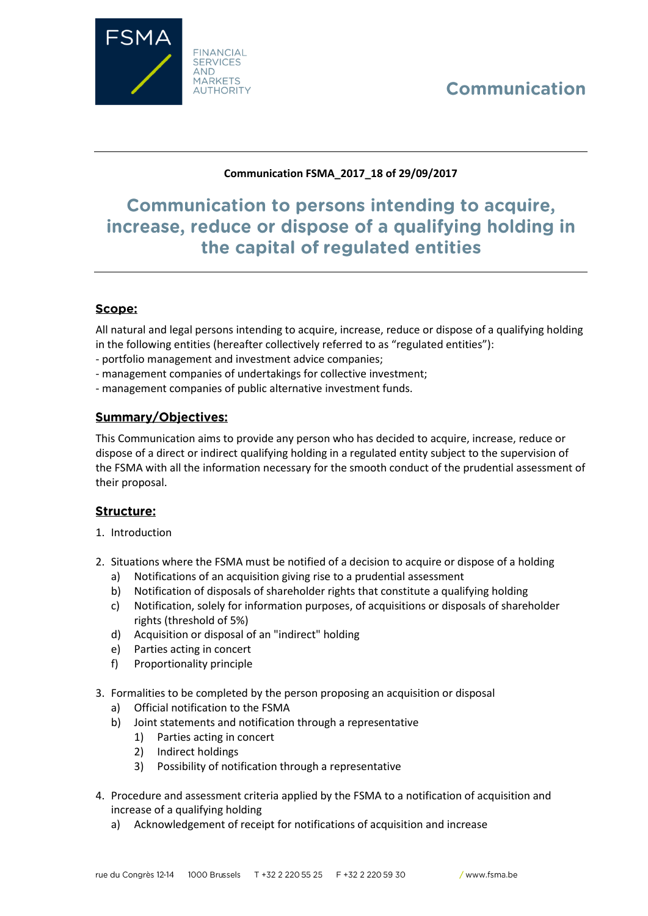FSMA

FINANCIAL SERVICES AND MARKETS AUTHORITY

Communication

**Communication FSMA_2017_18 of 29/09/2017**

# Communication to persons intending to acquire, increase, reduce or dispose of a qualifying holding in the capital of regulated entities

## Scope:

All natural and legal persons intending to acquire, increase, reduce or dispose of a qualifying holding in the following entities (hereafter collectively referred to as "regulated entities"):
- portfolio management and investment advice companies;
- management companies of undertakings for collective investment;
- management companies of public alternative investment funds.

## Summary/Objectives:

This Communication aims to provide any person who has decided to acquire, increase, reduce or dispose of a direct or indirect qualifying holding in a regulated entity subject to the supervision of the FSMA with all the information necessary for the smooth conduct of the prudential assessment of their proposal.

## Structure:

1. Introduction

2. Situations where the FSMA must be notified of a decision to acquire or dispose of a holding
   a) Notifications of an acquisition giving rise to a prudential assessment
   b) Notification of disposals of shareholder rights that constitute a qualifying holding
   c) Notification, solely for information purposes, of acquisitions or disposals of shareholder rights (threshold of 5%)
   d) Acquisition or disposal of an "indirect" holding
   e) Parties acting in concert
   f) Proportionality principle

3. Formalities to be completed by the person proposing an acquisition or disposal
   a) Official notification to the FSMA
   b) Joint statements and notification through a representative
      1) Parties acting in concert
      2) Indirect holdings
      3) Possibility of notification through a representative

4. Procedure and assessment criteria applied by the FSMA to a notification of acquisition and increase of a qualifying holding
   a) Acknowledgement of receipt for notifications of acquisition and increase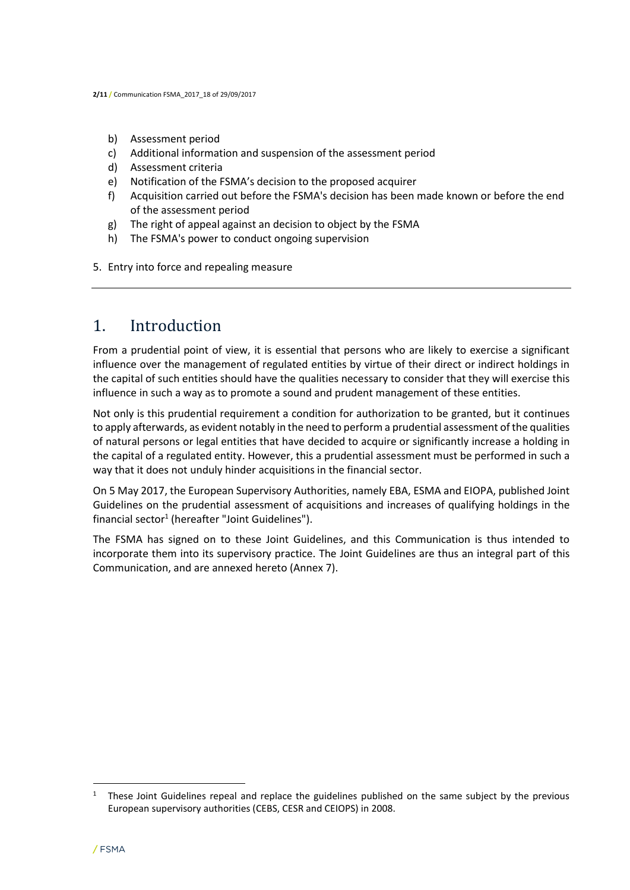b) Assessment period
   c) Additional information and suspension of the assessment period
   d) Assessment criteria
   e) Notification of the FSMA's decision to the proposed acquirer
   f) Acquisition carried out before the FSMA's decision has been made known or before the end of the assessment period
   g) The right of appeal against an decision to object by the FSMA
   h) The FSMA's power to conduct ongoing supervision

5. Entry into force and repealing measure

---

# 1. Introduction

From a prudential point of view, it is essential that persons who are likely to exercise a significant influence over the management of regulated entities by virtue of their direct or indirect holdings in the capital of such entities should have the qualities necessary to consider that they will exercise this influence in such a way as to promote a sound and prudent management of these entities.

Not only is this prudential requirement a condition for authorization to be granted, but it continues to apply afterwards, as evident notably in the need to perform a prudential assessment of the qualities of natural persons or legal entities that have decided to acquire or significantly increase a holding in the capital of a regulated entity. However, this a prudential assessment must be performed in such a way that it does not unduly hinder acquisitions in the financial sector.

On 5 May 2017, the European Supervisory Authorities, namely EBA, ESMA and EIOPA, published Joint Guidelines on the prudential assessment of acquisitions and increases of qualifying holdings in the financial sector[1] (hereafter "Joint Guidelines").

The FSMA has signed on to these Joint Guidelines, and this Communication is thus intended to incorporate them into its supervisory practice. The Joint Guidelines are thus an integral part of this Communication, and are annexed hereto (Annex 7).

[1] These Joint Guidelines repeal and replace the guidelines published on the same subject by the previous European supervisory authorities (CEBS, CESR and CEIOPS) in 2008.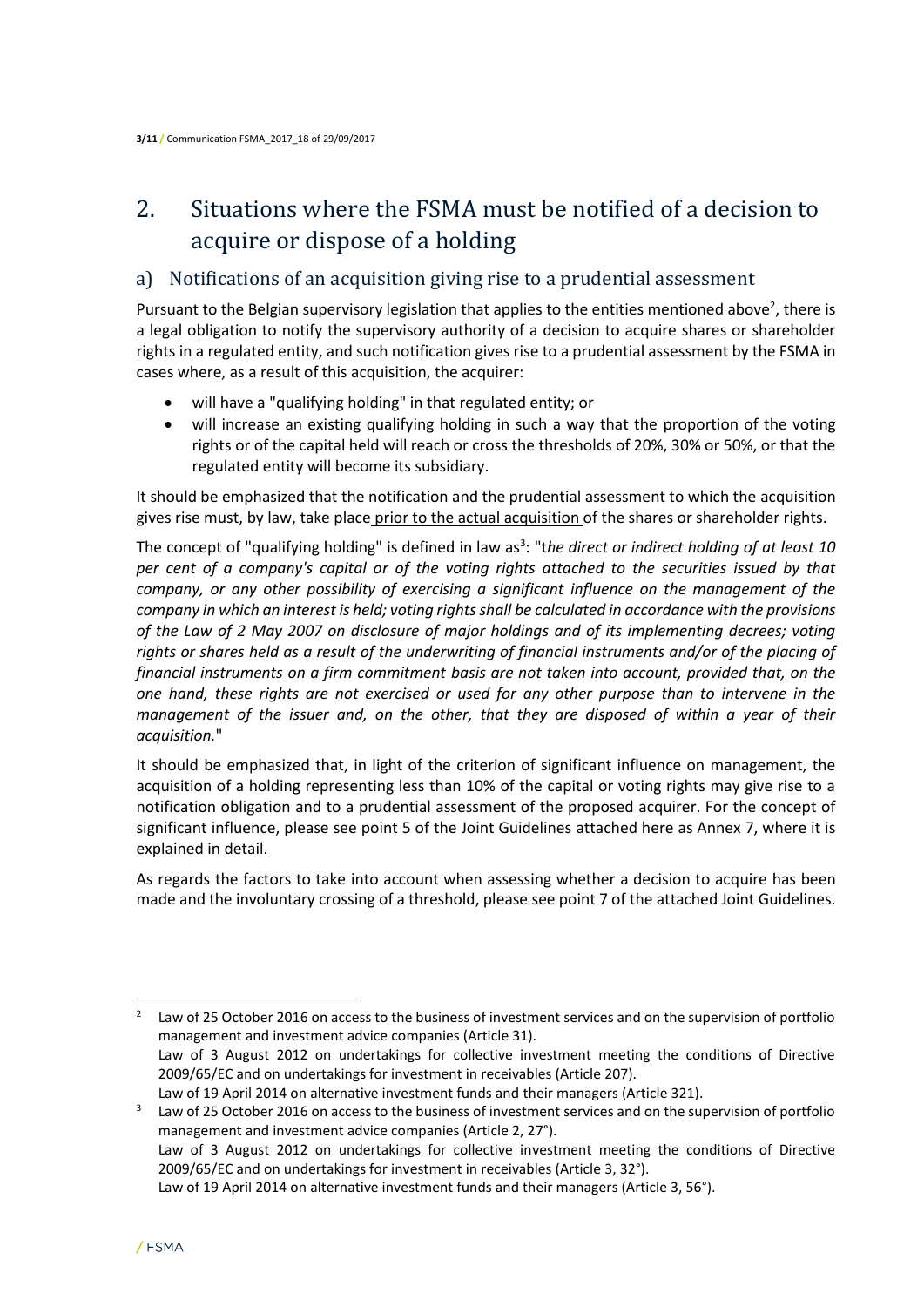## 2. Situations where the FSMA must be notified of a decision to acquire or dispose of a holding

### a) Notifications of an acquisition giving rise to a prudential assessment

Pursuant to the Belgian supervisory legislation that applies to the entities mentioned above[2], there is a legal obligation to notify the supervisory authority of a decision to acquire shares or shareholder rights in a regulated entity, and such notification gives rise to a prudential assessment by the FSMA in cases where, as a result of this acquisition, the acquirer:

- will have a "qualifying holding" in that regulated entity; or
- will increase an existing qualifying holding in such a way that the proportion of the voting rights or of the capital held will reach or cross the thresholds of 20%, 30% or 50%, or that the regulated entity will become its subsidiary.

It should be emphasized that the notification and the prudential assessment to which the acquisition gives rise must, by law, take place prior to the actual acquisition of the shares or shareholder rights.

The concept of "qualifying holding" is defined in law as[3]: "t*he direct or indirect holding of at least 10 per cent of a company's capital or of the voting rights attached to the securities issued by that company, or any other possibility of exercising a significant influence on the management of the company in which an interest is held; voting rights shall be calculated in accordance with the provisions of the Law of 2 May 2007 on disclosure of major holdings and of its implementing decrees; voting rights or shares held as a result of the underwriting of financial instruments and/or of the placing of financial instruments on a firm commitment basis are not taken into account, provided that, on the one hand, these rights are not exercised or used for any other purpose than to intervene in the management of the issuer and, on the other, that they are disposed of within a year of their acquisition.*"

It should be emphasized that, in light of the criterion of significant influence on management, the acquisition of a holding representing less than 10% of the capital or voting rights may give rise to a notification obligation and to a prudential assessment of the proposed acquirer. For the concept of significant influence, please see point 5 of the Joint Guidelines attached here as Annex 7, where it is explained in detail.

As regards the factors to take into account when assessing whether a decision to acquire has been made and the involuntary crossing of a threshold, please see point 7 of the attached Joint Guidelines.

---

[2] Law of 25 October 2016 on access to the business of investment services and on the supervision of portfolio management and investment advice companies (Article 31).
Law of 3 August 2012 on undertakings for collective investment meeting the conditions of Directive 2009/65/EC and on undertakings for investment in receivables (Article 207).
Law of 19 April 2014 on alternative investment funds and their managers (Article 321).

[3] Law of 25 October 2016 on access to the business of investment services and on the supervision of portfolio management and investment advice companies (Article 2, 27°).
Law of 3 August 2012 on undertakings for collective investment meeting the conditions of Directive 2009/65/EC and on undertakings for investment in receivables (Article 3, 32°).
Law of 19 April 2014 on alternative investment funds and their managers (Article 3, 56°).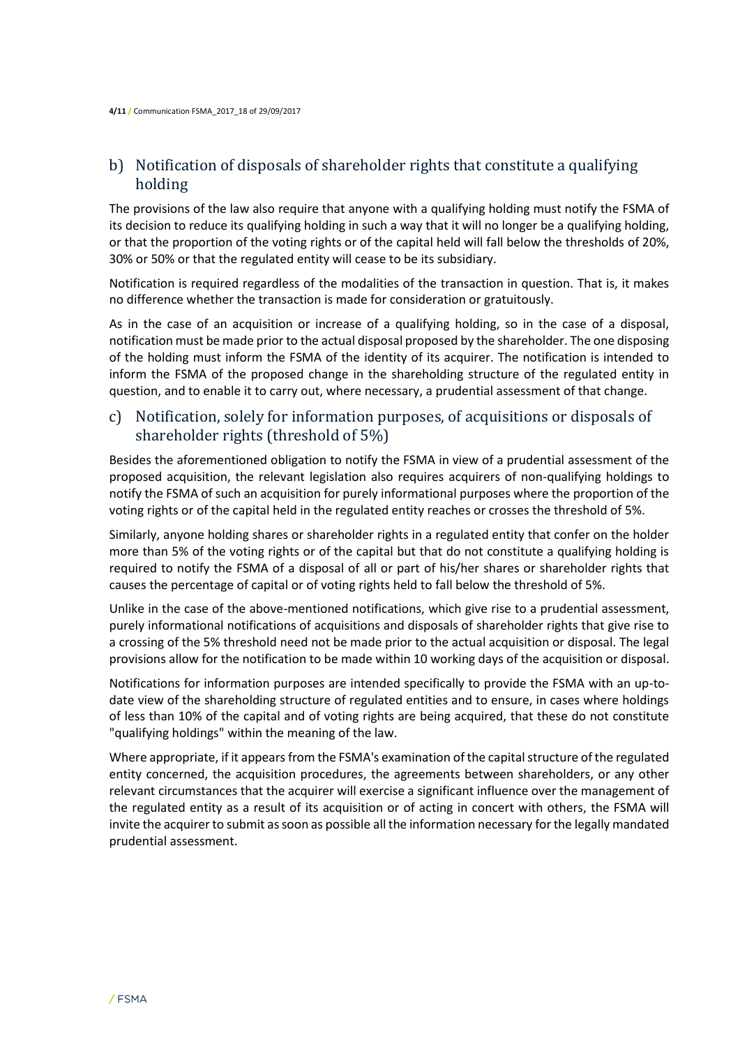## b) Notification of disposals of shareholder rights that constitute a qualifying holding

The provisions of the law also require that anyone with a qualifying holding must notify the FSMA of its decision to reduce its qualifying holding in such a way that it will no longer be a qualifying holding, or that the proportion of the voting rights or of the capital held will fall below the thresholds of 20%, 30% or 50% or that the regulated entity will cease to be its subsidiary.

Notification is required regardless of the modalities of the transaction in question. That is, it makes no difference whether the transaction is made for consideration or gratuitously.

As in the case of an acquisition or increase of a qualifying holding, so in the case of a disposal, notification must be made prior to the actual disposal proposed by the shareholder. The one disposing of the holding must inform the FSMA of the identity of its acquirer. The notification is intended to inform the FSMA of the proposed change in the shareholding structure of the regulated entity in question, and to enable it to carry out, where necessary, a prudential assessment of that change.

## c) Notification, solely for information purposes, of acquisitions or disposals of shareholder rights (threshold of 5%)

Besides the aforementioned obligation to notify the FSMA in view of a prudential assessment of the proposed acquisition, the relevant legislation also requires acquirers of non-qualifying holdings to notify the FSMA of such an acquisition for purely informational purposes where the proportion of the voting rights or of the capital held in the regulated entity reaches or crosses the threshold of 5%.

Similarly, anyone holding shares or shareholder rights in a regulated entity that confer on the holder more than 5% of the voting rights or of the capital but that do not constitute a qualifying holding is required to notify the FSMA of a disposal of all or part of his/her shares or shareholder rights that causes the percentage of capital or of voting rights held to fall below the threshold of 5%.

Unlike in the case of the above-mentioned notifications, which give rise to a prudential assessment, purely informational notifications of acquisitions and disposals of shareholder rights that give rise to a crossing of the 5% threshold need not be made prior to the actual acquisition or disposal. The legal provisions allow for the notification to be made within 10 working days of the acquisition or disposal.

Notifications for information purposes are intended specifically to provide the FSMA with an up-to-date view of the shareholding structure of regulated entities and to ensure, in cases where holdings of less than 10% of the capital and of voting rights are being acquired, that these do not constitute "qualifying holdings" within the meaning of the law.

Where appropriate, if it appears from the FSMA's examination of the capital structure of the regulated entity concerned, the acquisition procedures, the agreements between shareholders, or any other relevant circumstances that the acquirer will exercise a significant influence over the management of the regulated entity as a result of its acquisition or of acting in concert with others, the FSMA will invite the acquirer to submit as soon as possible all the information necessary for the legally mandated prudential assessment.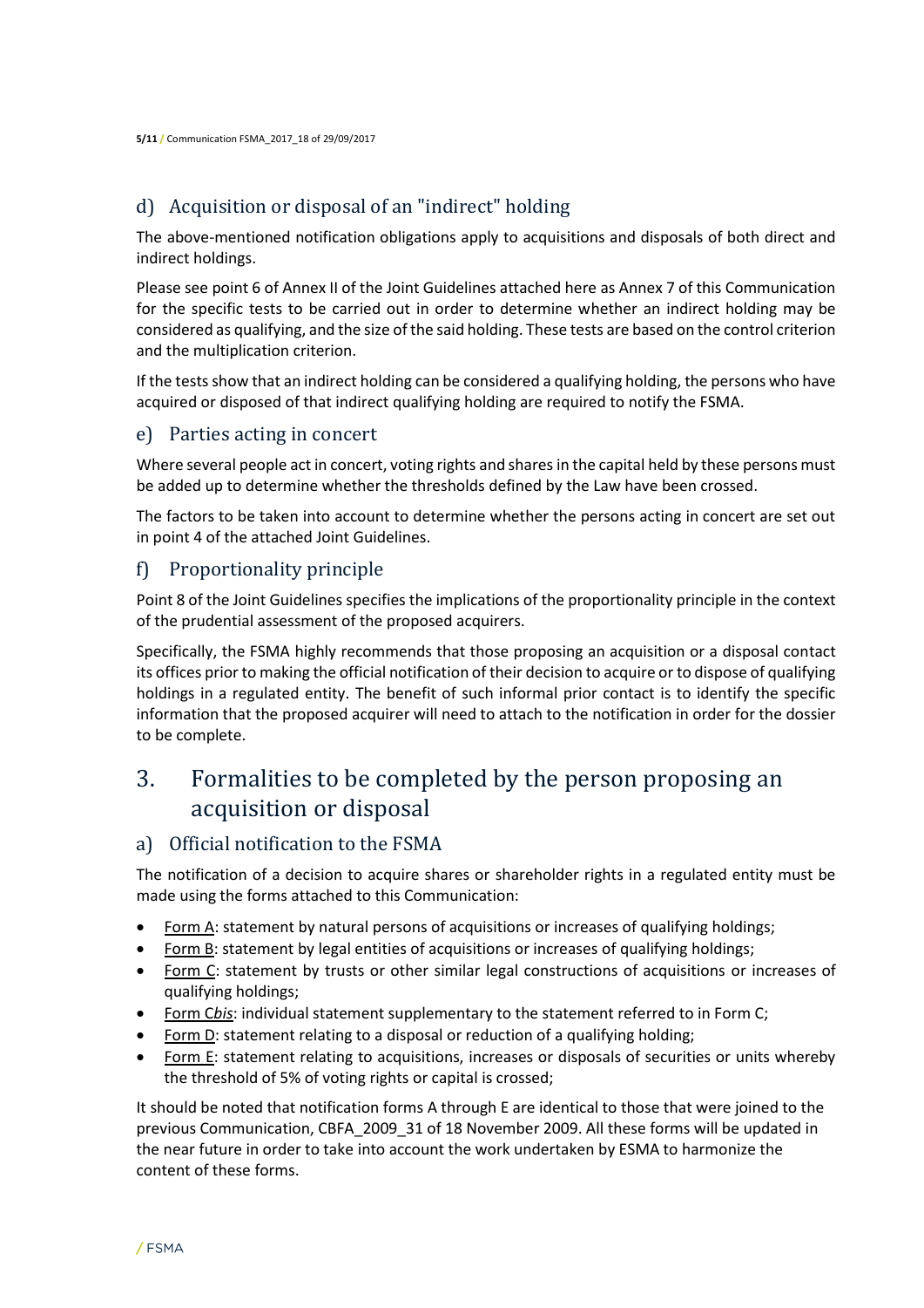### d) Acquisition or disposal of an "indirect" holding

The above-mentioned notification obligations apply to acquisitions and disposals of both direct and indirect holdings.

Please see point 6 of Annex II of the Joint Guidelines attached here as Annex 7 of this Communication for the specific tests to be carried out in order to determine whether an indirect holding may be considered as qualifying, and the size of the said holding. These tests are based on the control criterion and the multiplication criterion.

If the tests show that an indirect holding can be considered a qualifying holding, the persons who have acquired or disposed of that indirect qualifying holding are required to notify the FSMA.

### e) Parties acting in concert

Where several people act in concert, voting rights and shares in the capital held by these persons must be added up to determine whether the thresholds defined by the Law have been crossed.

The factors to be taken into account to determine whether the persons acting in concert are set out in point 4 of the attached Joint Guidelines.

### f) Proportionality principle

Point 8 of the Joint Guidelines specifies the implications of the proportionality principle in the context of the prudential assessment of the proposed acquirers.

Specifically, the FSMA highly recommends that those proposing an acquisition or a disposal contact its offices prior to making the official notification of their decision to acquire or to dispose of qualifying holdings in a regulated entity. The benefit of such informal prior contact is to identify the specific information that the proposed acquirer will need to attach to the notification in order for the dossier to be complete.

## 3. Formalities to be completed by the person proposing an acquisition or disposal

### a) Official notification to the FSMA

The notification of a decision to acquire shares or shareholder rights in a regulated entity must be made using the forms attached to this Communication:

- Form A: statement by natural persons of acquisitions or increases of qualifying holdings;
- Form B: statement by legal entities of acquisitions or increases of qualifying holdings;
- Form C: statement by trusts or other similar legal constructions of acquisitions or increases of qualifying holdings;
- Form C*bis*: individual statement supplementary to the statement referred to in Form C;
- Form D: statement relating to a disposal or reduction of a qualifying holding;
- Form E: statement relating to acquisitions, increases or disposals of securities or units whereby the threshold of 5% of voting rights or capital is crossed;

It should be noted that notification forms A through E are identical to those that were joined to the previous Communication, CBFA_2009_31 of 18 November 2009. All these forms will be updated in the near future in order to take into account the work undertaken by ESMA to harmonize the content of these forms.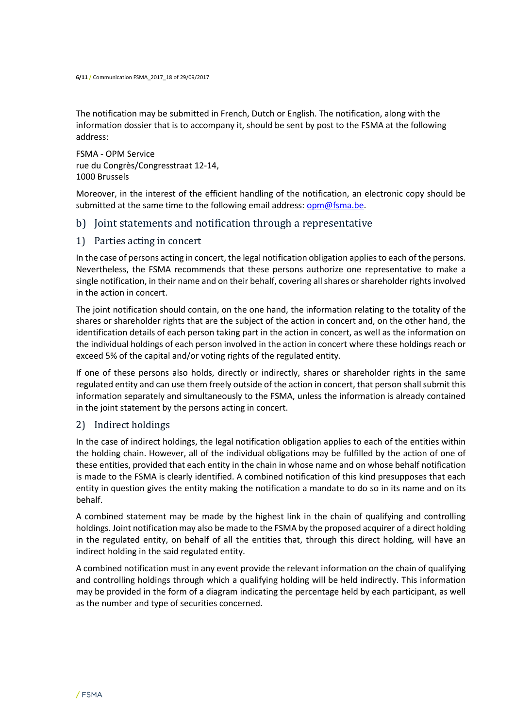The notification may be submitted in French, Dutch or English. The notification, along with the information dossier that is to accompany it, should be sent by post to the FSMA at the following address:

FSMA - OPM Service
rue du Congrès/Congresstraat 12-14,
1000 Brussels

Moreover, in the interest of the efficient handling of the notification, an electronic copy should be submitted at the same time to the following email address: opm@fsma.be.

## b) Joint statements and notification through a representative

### 1) Parties acting in concert

In the case of persons acting in concert, the legal notification obligation applies to each of the persons. Nevertheless, the FSMA recommends that these persons authorize one representative to make a single notification, in their name and on their behalf, covering all shares or shareholder rights involved in the action in concert.

The joint notification should contain, on the one hand, the information relating to the totality of the shares or shareholder rights that are the subject of the action in concert and, on the other hand, the identification details of each person taking part in the action in concert, as well as the information on the individual holdings of each person involved in the action in concert where these holdings reach or exceed 5% of the capital and/or voting rights of the regulated entity.

If one of these persons also holds, directly or indirectly, shares or shareholder rights in the same regulated entity and can use them freely outside of the action in concert, that person shall submit this information separately and simultaneously to the FSMA, unless the information is already contained in the joint statement by the persons acting in concert.

### 2) Indirect holdings

In the case of indirect holdings, the legal notification obligation applies to each of the entities within the holding chain. However, all of the individual obligations may be fulfilled by the action of one of these entities, provided that each entity in the chain in whose name and on whose behalf notification is made to the FSMA is clearly identified. A combined notification of this kind presupposes that each entity in question gives the entity making the notification a mandate to do so in its name and on its behalf.

A combined statement may be made by the highest link in the chain of qualifying and controlling holdings. Joint notification may also be made to the FSMA by the proposed acquirer of a direct holding in the regulated entity, on behalf of all the entities that, through this direct holding, will have an indirect holding in the said regulated entity.

A combined notification must in any event provide the relevant information on the chain of qualifying and controlling holdings through which a qualifying holding will be held indirectly. This information may be provided in the form of a diagram indicating the percentage held by each participant, as well as the number and type of securities concerned.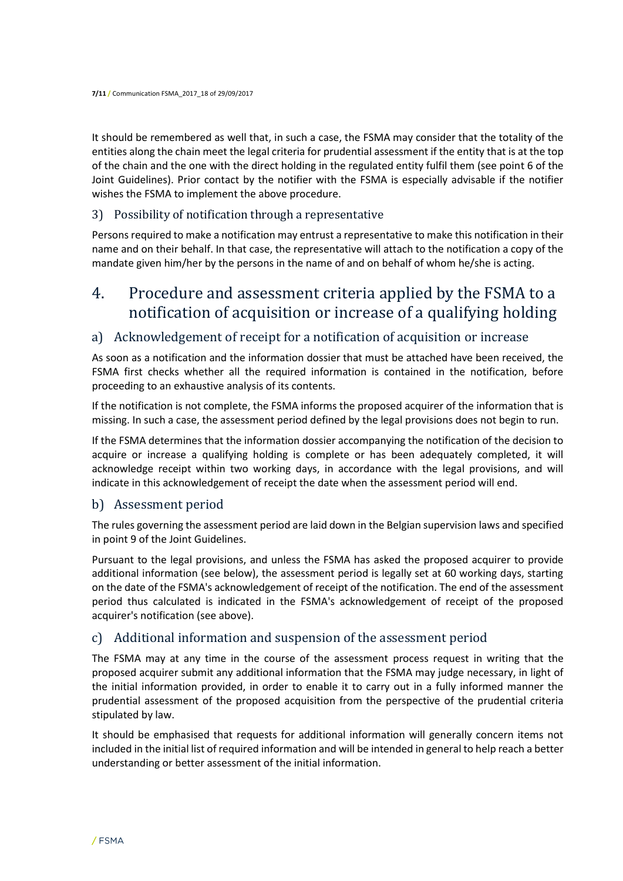It should be remembered as well that, in such a case, the FSMA may consider that the totality of the entities along the chain meet the legal criteria for prudential assessment if the entity that is at the top of the chain and the one with the direct holding in the regulated entity fulfil them (see point 6 of the Joint Guidelines). Prior contact by the notifier with the FSMA is especially advisable if the notifier wishes the FSMA to implement the above procedure.

### 3) Possibility of notification through a representative

Persons required to make a notification may entrust a representative to make this notification in their name and on their behalf. In that case, the representative will attach to the notification a copy of the mandate given him/her by the persons in the name of and on behalf of whom he/she is acting.

## 4. Procedure and assessment criteria applied by the FSMA to a notification of acquisition or increase of a qualifying holding

### a) Acknowledgement of receipt for a notification of acquisition or increase

As soon as a notification and the information dossier that must be attached have been received, the FSMA first checks whether all the required information is contained in the notification, before proceeding to an exhaustive analysis of its contents.

If the notification is not complete, the FSMA informs the proposed acquirer of the information that is missing. In such a case, the assessment period defined by the legal provisions does not begin to run.

If the FSMA determines that the information dossier accompanying the notification of the decision to acquire or increase a qualifying holding is complete or has been adequately completed, it will acknowledge receipt within two working days, in accordance with the legal provisions, and will indicate in this acknowledgement of receipt the date when the assessment period will end.

### b) Assessment period

The rules governing the assessment period are laid down in the Belgian supervision laws and specified in point 9 of the Joint Guidelines.

Pursuant to the legal provisions, and unless the FSMA has asked the proposed acquirer to provide additional information (see below), the assessment period is legally set at 60 working days, starting on the date of the FSMA's acknowledgement of receipt of the notification. The end of the assessment period thus calculated is indicated in the FSMA's acknowledgement of receipt of the proposed acquirer's notification (see above).

### c) Additional information and suspension of the assessment period

The FSMA may at any time in the course of the assessment process request in writing that the proposed acquirer submit any additional information that the FSMA may judge necessary, in light of the initial information provided, in order to enable it to carry out in a fully informed manner the prudential assessment of the proposed acquisition from the perspective of the prudential criteria stipulated by law.

It should be emphasised that requests for additional information will generally concern items not included in the initial list of required information and will be intended in general to help reach a better understanding or better assessment of the initial information.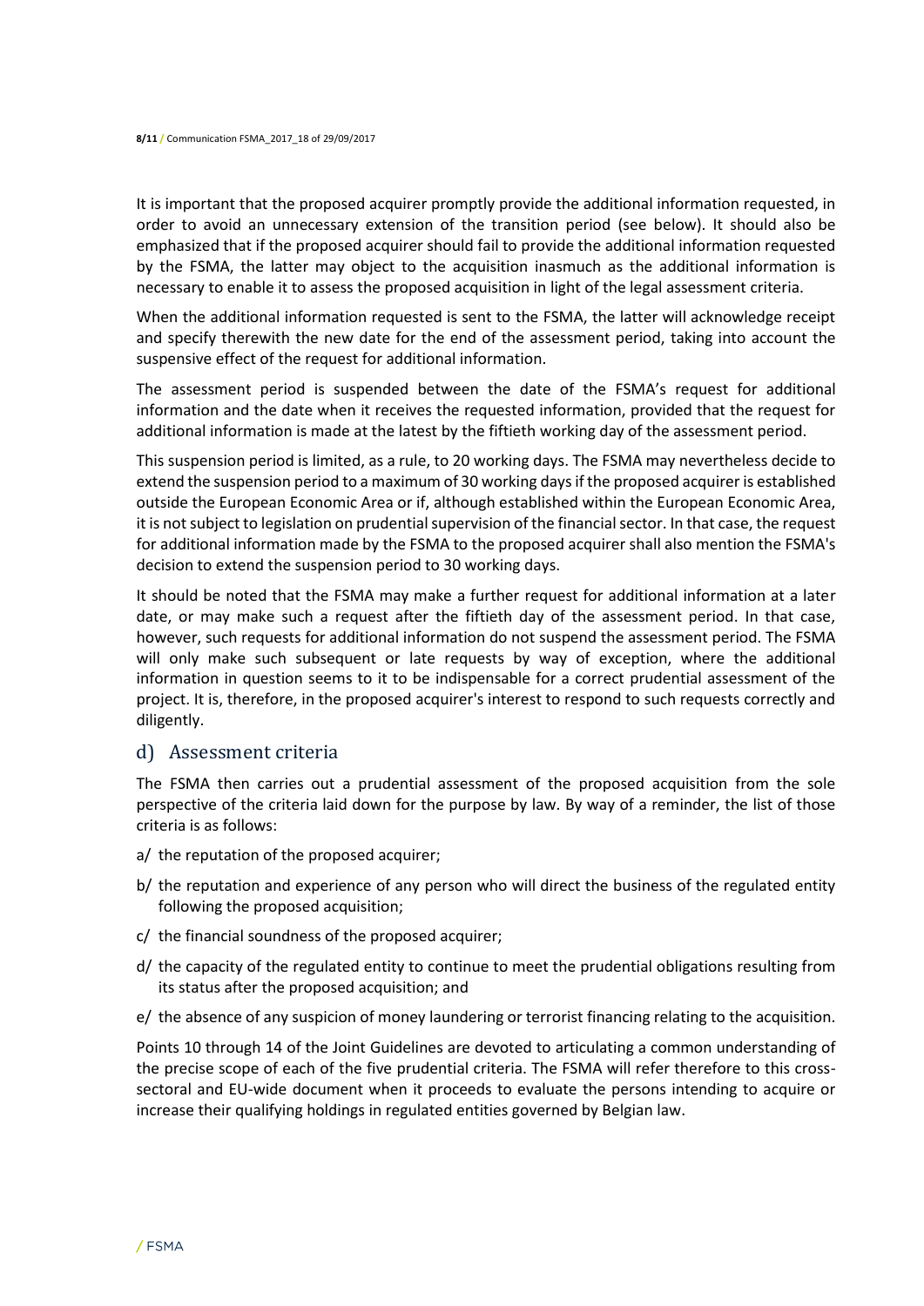It is important that the proposed acquirer promptly provide the additional information requested, in order to avoid an unnecessary extension of the transition period (see below). It should also be emphasized that if the proposed acquirer should fail to provide the additional information requested by the FSMA, the latter may object to the acquisition inasmuch as the additional information is necessary to enable it to assess the proposed acquisition in light of the legal assessment criteria.

When the additional information requested is sent to the FSMA, the latter will acknowledge receipt and specify therewith the new date for the end of the assessment period, taking into account the suspensive effect of the request for additional information.

The assessment period is suspended between the date of the FSMA's request for additional information and the date when it receives the requested information, provided that the request for additional information is made at the latest by the fiftieth working day of the assessment period.

This suspension period is limited, as a rule, to 20 working days. The FSMA may nevertheless decide to extend the suspension period to a maximum of 30 working days if the proposed acquirer is established outside the European Economic Area or if, although established within the European Economic Area, it is not subject to legislation on prudential supervision of the financial sector. In that case, the request for additional information made by the FSMA to the proposed acquirer shall also mention the FSMA's decision to extend the suspension period to 30 working days.

It should be noted that the FSMA may make a further request for additional information at a later date, or may make such a request after the fiftieth day of the assessment period. In that case, however, such requests for additional information do not suspend the assessment period. The FSMA will only make such subsequent or late requests by way of exception, where the additional information in question seems to it to be indispensable for a correct prudential assessment of the project. It is, therefore, in the proposed acquirer's interest to respond to such requests correctly and diligently.

## d) Assessment criteria

The FSMA then carries out a prudential assessment of the proposed acquisition from the sole perspective of the criteria laid down for the purpose by law. By way of a reminder, the list of those criteria is as follows:

a/ the reputation of the proposed acquirer;

b/ the reputation and experience of any person who will direct the business of the regulated entity following the proposed acquisition;

c/ the financial soundness of the proposed acquirer;

d/ the capacity of the regulated entity to continue to meet the prudential obligations resulting from its status after the proposed acquisition; and

e/ the absence of any suspicion of money laundering or terrorist financing relating to the acquisition.

Points 10 through 14 of the Joint Guidelines are devoted to articulating a common understanding of the precise scope of each of the five prudential criteria. The FSMA will refer therefore to this cross-sectoral and EU-wide document when it proceeds to evaluate the persons intending to acquire or increase their qualifying holdings in regulated entities governed by Belgian law.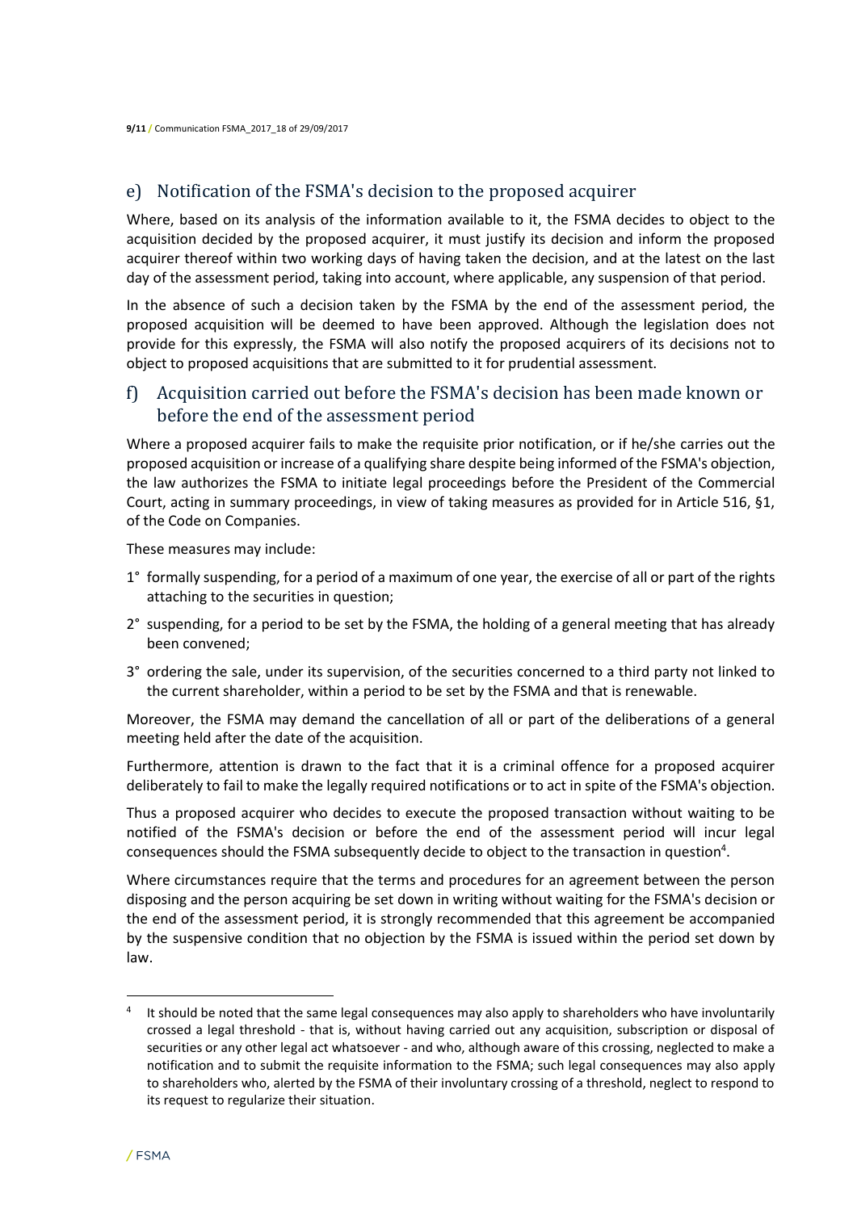## e) Notification of the FSMA's decision to the proposed acquirer

Where, based on its analysis of the information available to it, the FSMA decides to object to the acquisition decided by the proposed acquirer, it must justify its decision and inform the proposed acquirer thereof within two working days of having taken the decision, and at the latest on the last day of the assessment period, taking into account, where applicable, any suspension of that period.

In the absence of such a decision taken by the FSMA by the end of the assessment period, the proposed acquisition will be deemed to have been approved. Although the legislation does not provide for this expressly, the FSMA will also notify the proposed acquirers of its decisions not to object to proposed acquisitions that are submitted to it for prudential assessment.

## f) Acquisition carried out before the FSMA's decision has been made known or before the end of the assessment period

Where a proposed acquirer fails to make the requisite prior notification, or if he/she carries out the proposed acquisition or increase of a qualifying share despite being informed of the FSMA's objection, the law authorizes the FSMA to initiate legal proceedings before the President of the Commercial Court, acting in summary proceedings, in view of taking measures as provided for in Article 516, §1, of the Code on Companies.

These measures may include:

1° formally suspending, for a period of a maximum of one year, the exercise of all or part of the rights attaching to the securities in question;

2° suspending, for a period to be set by the FSMA, the holding of a general meeting that has already been convened;

3° ordering the sale, under its supervision, of the securities concerned to a third party not linked to the current shareholder, within a period to be set by the FSMA and that is renewable.

Moreover, the FSMA may demand the cancellation of all or part of the deliberations of a general meeting held after the date of the acquisition.

Furthermore, attention is drawn to the fact that it is a criminal offence for a proposed acquirer deliberately to fail to make the legally required notifications or to act in spite of the FSMA's objection.

Thus a proposed acquirer who decides to execute the proposed transaction without waiting to be notified of the FSMA's decision or before the end of the assessment period will incur legal consequences should the FSMA subsequently decide to object to the transaction in question[4].

Where circumstances require that the terms and procedures for an agreement between the person disposing and the person acquiring be set down in writing without waiting for the FSMA's decision or the end of the assessment period, it is strongly recommended that this agreement be accompanied by the suspensive condition that no objection by the FSMA is issued within the period set down by law.

---

[4] It should be noted that the same legal consequences may also apply to shareholders who have involuntarily crossed a legal threshold - that is, without having carried out any acquisition, subscription or disposal of securities or any other legal act whatsoever - and who, although aware of this crossing, neglected to make a notification and to submit the requisite information to the FSMA; such legal consequences may also apply to shareholders who, alerted by the FSMA of their involuntary crossing of a threshold, neglect to respond to its request to regularize their situation.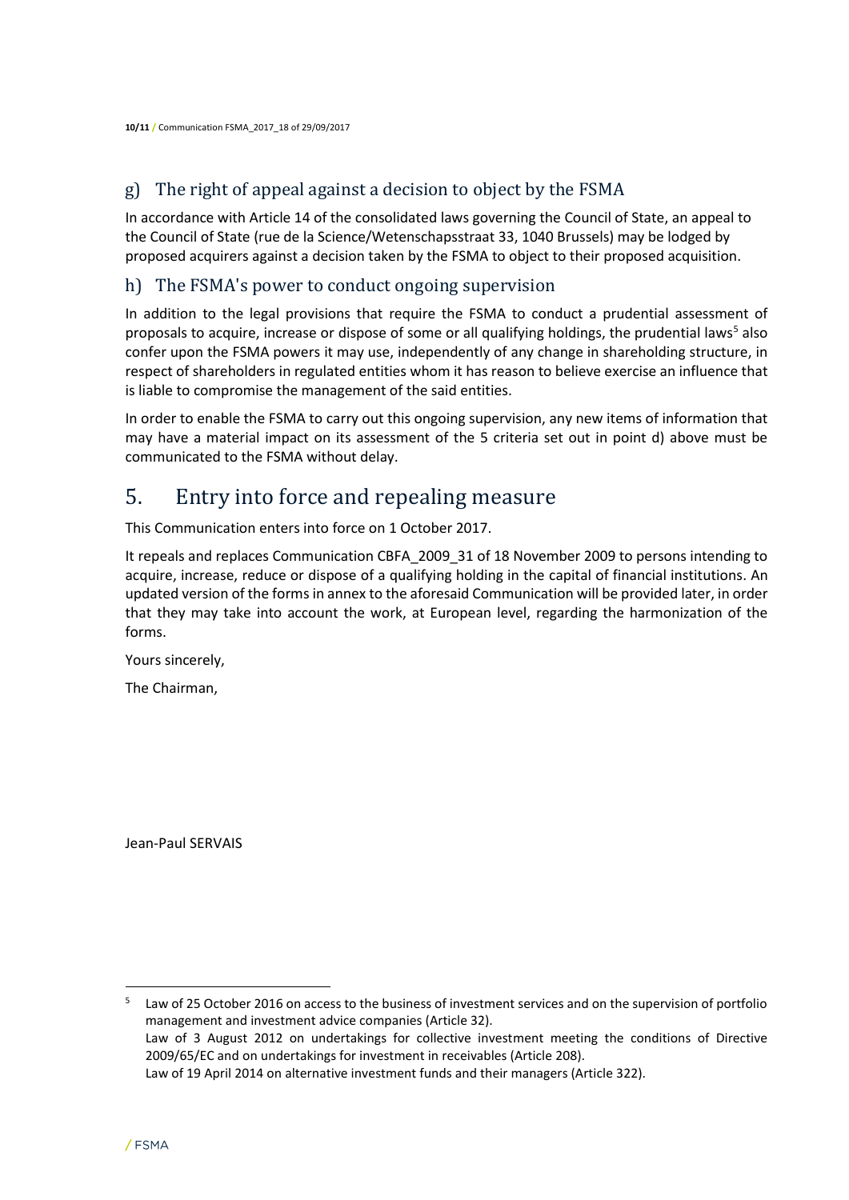### g) The right of appeal against a decision to object by the FSMA

In accordance with Article 14 of the consolidated laws governing the Council of State, an appeal to the Council of State (rue de la Science/Wetenschapsstraat 33, 1040 Brussels) may be lodged by proposed acquirers against a decision taken by the FSMA to object to their proposed acquisition.

### h) The FSMA's power to conduct ongoing supervision

In addition to the legal provisions that require the FSMA to conduct a prudential assessment of proposals to acquire, increase or dispose of some or all qualifying holdings, the prudential laws[5] also confer upon the FSMA powers it may use, independently of any change in shareholding structure, in respect of shareholders in regulated entities whom it has reason to believe exercise an influence that is liable to compromise the management of the said entities.

In order to enable the FSMA to carry out this ongoing supervision, any new items of information that may have a material impact on its assessment of the 5 criteria set out in point d) above must be communicated to the FSMA without delay.

## 5. Entry into force and repealing measure

This Communication enters into force on 1 October 2017.

It repeals and replaces Communication CBFA_2009_31 of 18 November 2009 to persons intending to acquire, increase, reduce or dispose of a qualifying holding in the capital of financial institutions. An updated version of the forms in annex to the aforesaid Communication will be provided later, in order that they may take into account the work, at European level, regarding the harmonization of the forms.

Yours sincerely,

The Chairman,

Jean-Paul SERVAIS

---

[5] Law of 25 October 2016 on access to the business of investment services and on the supervision of portfolio management and investment advice companies (Article 32).
Law of 3 August 2012 on undertakings for collective investment meeting the conditions of Directive 2009/65/EC and on undertakings for investment in receivables (Article 208).
Law of 19 April 2014 on alternative investment funds and their managers (Article 322).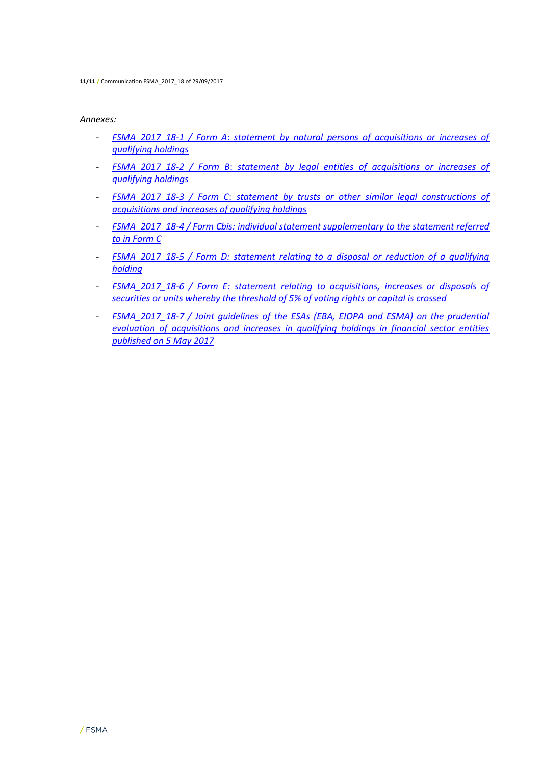*Annexes:*

- *FSMA_2017_18-1 / Form A: statement by natural persons of acquisitions or increases of qualifying holdings*
- *FSMA_2017_18-2 / Form B: statement by legal entities of acquisitions or increases of qualifying holdings*
- *FSMA_2017_18-3 / Form C: statement by trusts or other similar legal constructions of acquisitions and increases of qualifying holdings*
- *FSMA_2017_18-4 / Form Cbis: individual statement supplementary to the statement referred to in Form C*
- *FSMA_2017_18-5 / Form D: statement relating to a disposal or reduction of a qualifying holding*
- *FSMA_2017_18-6 / Form E: statement relating to acquisitions, increases or disposals of securities or units whereby the threshold of 5% of voting rights or capital is crossed*
- *FSMA_2017_18-7 / Joint guidelines of the ESAs (EBA, EIOPA and ESMA) on the prudential evaluation of acquisitions and increases in qualifying holdings in financial sector entities published on 5 May 2017*